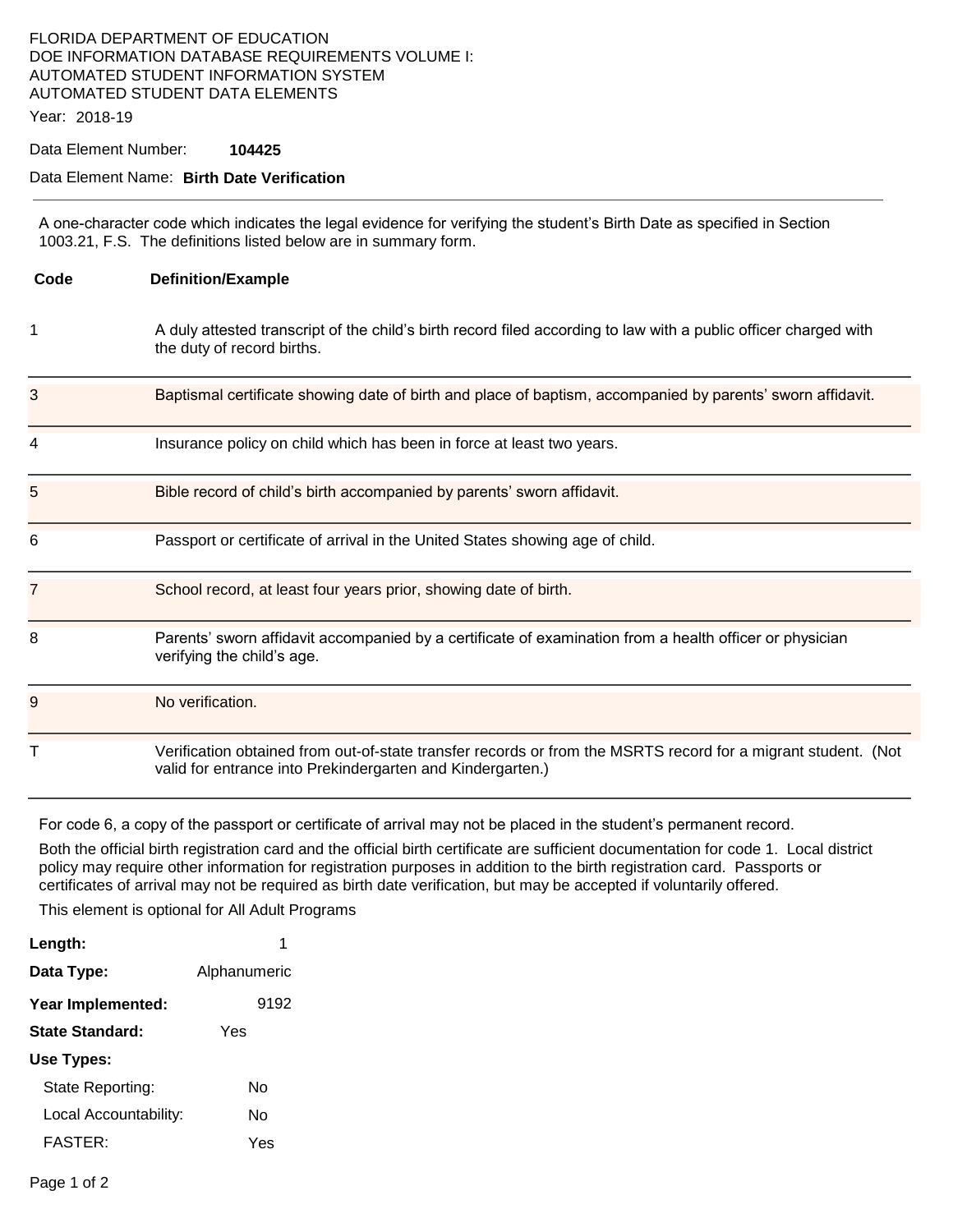FLORIDA DEPARTMENT OF EDUCATION
DOE INFORMATION DATABASE REQUIREMENTS VOLUME I:
AUTOMATED STUDENT INFORMATION SYSTEM
AUTOMATED STUDENT DATA ELEMENTS

Year: 2018-19

Data Element Number: **104425**

Data Element Name: **Birth Date Verification**

---

A one-character code which indicates the legal evidence for verifying the student's Birth Date as specified in Section 1003.21, F.S. The definitions listed below are in summary form.

| Code | Definition/Example |
|---|---|
| 1 | A duly attested transcript of the child's birth record filed according to law with a public officer charged with the duty of record births. |
| 3 | Baptismal certificate showing date of birth and place of baptism, accompanied by parents' sworn affidavit. |
| 4 | Insurance policy on child which has been in force at least two years. |
| 5 | Bible record of child's birth accompanied by parents' sworn affidavit. |
| 6 | Passport or certificate of arrival in the United States showing age of child. |
| 7 | School record, at least four years prior, showing date of birth. |
| 8 | Parents' sworn affidavit accompanied by a certificate of examination from a health officer or physician verifying the child's age. |
| 9 | No verification. |
| T | Verification obtained from out-of-state transfer records or from the MSRTS record for a migrant student. (Not valid for entrance into Prekindergarten and Kindergarten.) |

For code 6, a copy of the passport or certificate of arrival may not be placed in the student's permanent record.

Both the official birth registration card and the official birth certificate are sufficient documentation for code 1. Local district policy may require other information for registration purposes in addition to the birth registration card. Passports or certificates of arrival may not be required as birth date verification, but may be accepted if voluntarily offered.

This element is optional for All Adult Programs

**Length:** 1

**Data Type:** Alphanumeric

**Year Implemented:** 9192

**State Standard:** Yes

**Use Types:**

- State Reporting: No
- Local Accountability: No
- FASTER: Yes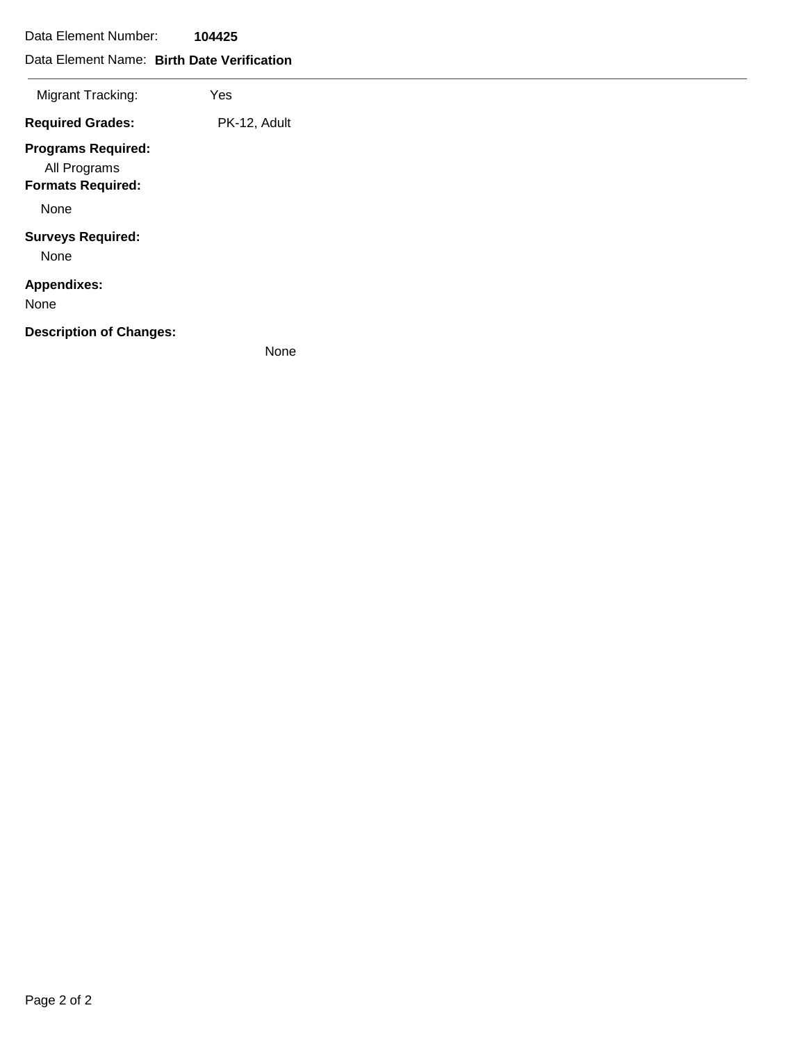Data Element Number: **104425**

Data Element Name: **Birth Date Verification**

---

Migrant Tracking: Yes

**Required Grades:** PK-12, Adult

**Programs Required:**

All Programs

**Formats Required:**

None

**Surveys Required:**

None

**Appendixes:**

None

**Description of Changes:**

None